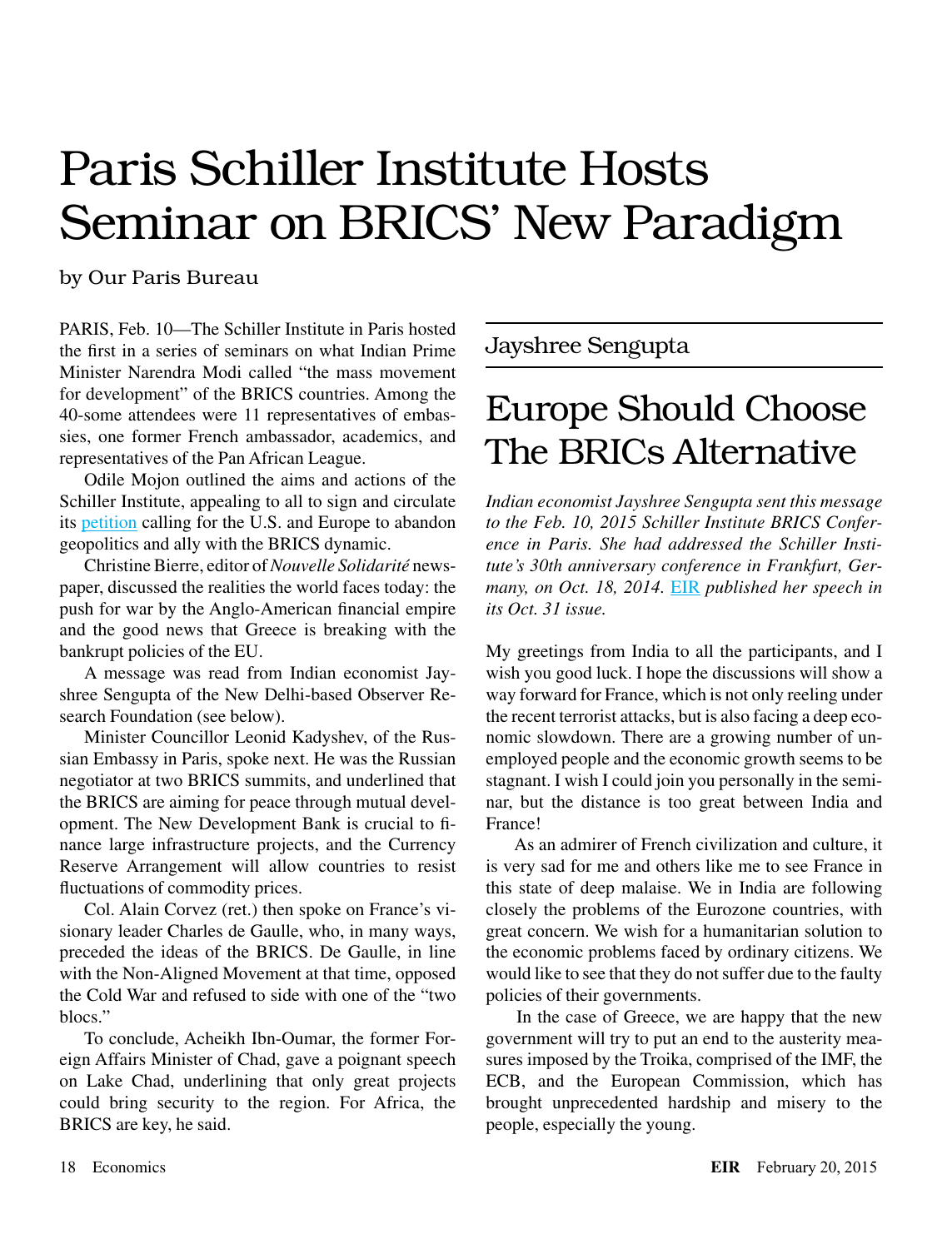# Paris Schiller Institute Hosts Seminar on BRICS' New Paradigm

by Our Paris Bureau

PARIS, Feb. 10—The Schiller Institute in Paris hosted the first in a series of seminars on what Indian Prime Minister Narendra Modi called "the mass movement for development" of the BRICS countries. Among the 40-some attendees were 11 representatives of embassies, one former French ambassador, academics, and representatives of the Pan African League.

Odile Mojon outlined the aims and actions of the Schiller Institute, appealing to all to sign and circulate its petition calling for the U.S. and Europe to abandon geopolitics and ally with the BRICS dynamic.

Christine Bierre, editor of *Nouvelle Solidarité* newspaper, discussed the realities the world faces today: the push for war by the Anglo-American financial empire and the good news that Greece is breaking with the bankrupt policies of the EU.

A message was read from Indian economist Jayshree Sengupta of the New Delhi-based Observer Research Foundation (see below).

Minister Councillor Leonid Kadyshev, of the Russian Embassy in Paris, spoke next. He was the Russian negotiator at two BRICS summits, and underlined that the BRICS are aiming for peace through mutual development. The New Development Bank is crucial to finance large infrastructure projects, and the Currency Reserve Arrangement will allow countries to resist fluctuations of commodity prices.

Col. Alain Corvez (ret.) then spoke on France's visionary leader Charles de Gaulle, who, in many ways, preceded the ideas of the BRICS. De Gaulle, in line with the Non-Aligned Movement at that time, opposed the Cold War and refused to side with one of the "two blocs."

To conclude, Acheikh Ibn-Oumar, the former Foreign Affairs Minister of Chad, gave a poignant speech on Lake Chad, underlining that only great projects could bring security to the region. For Africa, the BRICS are key, he said.

---

Jayshree Sengupta

## Europe Should Choose The BRICs Alternative

*Indian economist Jayshree Sengupta sent this message to the Feb. 10, 2015 Schiller Institute BRICS Conference in Paris. She had addressed the Schiller Institute's 30th anniversary conference in Frankfurt, Germany, on Oct. 18, 2014.* EIR *published her speech in its Oct. 31 issue.*

My greetings from India to all the participants, and I wish you good luck. I hope the discussions will show a way forward for France, which is not only reeling under the recent terrorist attacks, but is also facing a deep economic slowdown. There are a growing number of unemployed people and the economic growth seems to be stagnant. I wish I could join you personally in the seminar, but the distance is too great between India and France!

As an admirer of French civilization and culture, it is very sad for me and others like me to see France in this state of deep malaise. We in India are following closely the problems of the Eurozone countries, with great concern. We wish for a humanitarian solution to the economic problems faced by ordinary citizens. We would like to see that they do not suffer due to the faulty policies of their governments.

In the case of Greece, we are happy that the new government will try to put an end to the austerity measures imposed by the Troika, comprised of the IMF, the ECB, and the European Commission, which has brought unprecedented hardship and misery to the people, especially the young.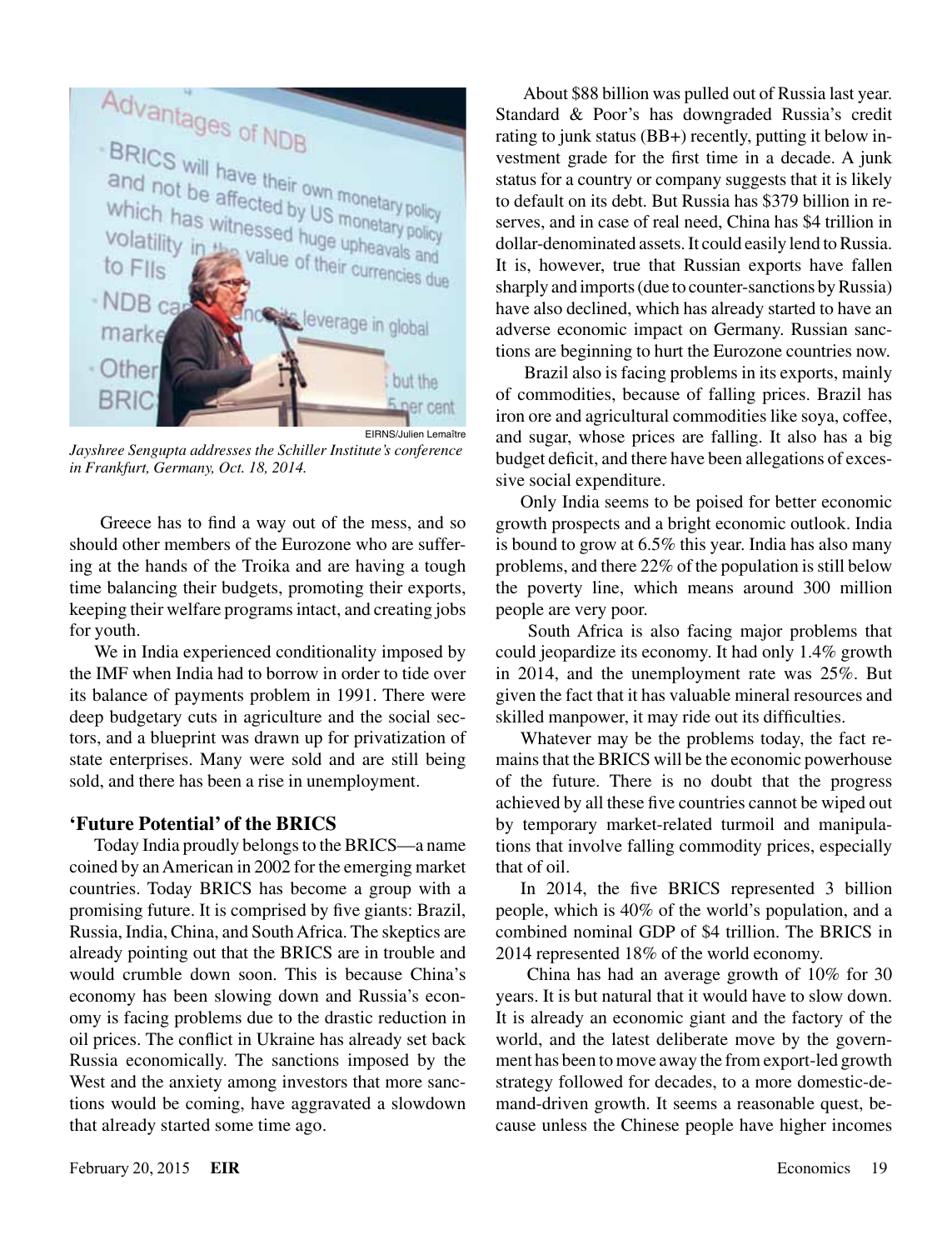EIRNS/Julien Lemaître

*Jayshree Sengupta addresses the Schiller Institute's conference in Frankfurt, Germany, Oct. 18, 2014.*

Greece has to find a way out of the mess, and so should other members of the Eurozone who are suffering at the hands of the Troika and are having a tough time balancing their budgets, promoting their exports, keeping their welfare programs intact, and creating jobs for youth.

We in India experienced conditionality imposed by the IMF when India had to borrow in order to tide over its balance of payments problem in 1991. There were deep budgetary cuts in agriculture and the social sectors, and a blueprint was drawn up for privatization of state enterprises. Many were sold and are still being sold, and there has been a rise in unemployment.

## 'Future Potential' of the BRICS

Today India proudly belongs to the BRICS—a name coined by an American in 2002 for the emerging market countries. Today BRICS has become a group with a promising future. It is comprised by five giants: Brazil, Russia, India, China, and South Africa. The skeptics are already pointing out that the BRICS are in trouble and would crumble down soon. This is because China's economy has been slowing down and Russia's economy is facing problems due to the drastic reduction in oil prices. The conflict in Ukraine has already set back Russia economically. The sanctions imposed by the West and the anxiety among investors that more sanctions would be coming, have aggravated a slowdown that already started some time ago.

About $88 billion was pulled out of Russia last year. Standard & Poor's has downgraded Russia's credit rating to junk status (BB+) recently, putting it below investment grade for the first time in a decade. A junk status for a country or company suggests that it is likely to default on its debt. But Russia has $379 billion in reserves, and in case of real need, China has $4 trillion in dollar-denominated assets. It could easily lend to Russia. It is, however, true that Russian exports have fallen sharply and imports (due to counter-sanctions by Russia) have also declined, which has already started to have an adverse economic impact on Germany. Russian sanctions are beginning to hurt the Eurozone countries now.

Brazil also is facing problems in its exports, mainly of commodities, because of falling prices. Brazil has iron ore and agricultural commodities like soya, coffee, and sugar, whose prices are falling. It also has a big budget deficit, and there have been allegations of excessive social expenditure.

Only India seems to be poised for better economic growth prospects and a bright economic outlook. India is bound to grow at 6.5% this year. India has also many problems, and there 22% of the population is still below the poverty line, which means around 300 million people are very poor.

South Africa is also facing major problems that could jeopardize its economy. It had only 1.4% growth in 2014, and the unemployment rate was 25%. But given the fact that it has valuable mineral resources and skilled manpower, it may ride out its difficulties.

Whatever may be the problems today, the fact remains that the BRICS will be the economic powerhouse of the future. There is no doubt that the progress achieved by all these five countries cannot be wiped out by temporary market-related turmoil and manipulations that involve falling commodity prices, especially that of oil.

In 2014, the five BRICS represented 3 billion people, which is 40% of the world's population, and a combined nominal GDP of $4 trillion. The BRICS in 2014 represented 18% of the world economy.

China has had an average growth of 10% for 30 years. It is but natural that it would have to slow down. It is already an economic giant and the factory of the world, and the latest deliberate move by the government has been to move away the from export-led growth strategy followed for decades, to a more domestic-demand-driven growth. It seems a reasonable quest, because unless the Chinese people have higher incomes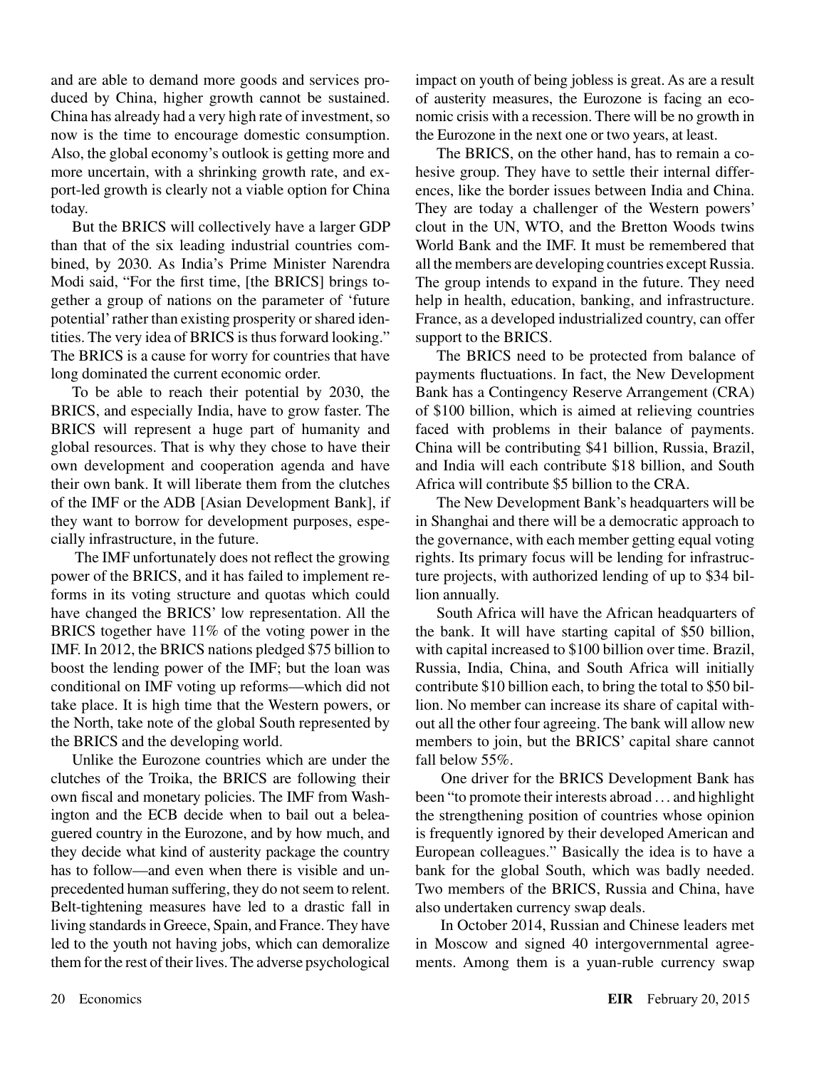and are able to demand more goods and services produced by China, higher growth cannot be sustained. China has already had a very high rate of investment, so now is the time to encourage domestic consumption. Also, the global economy's outlook is getting more and more uncertain, with a shrinking growth rate, and export-led growth is clearly not a viable option for China today.

But the BRICS will collectively have a larger GDP than that of the six leading industrial countries combined, by 2030. As India's Prime Minister Narendra Modi said, "For the first time, [the BRICS] brings together a group of nations on the parameter of 'future potential' rather than existing prosperity or shared identities. The very idea of BRICS is thus forward looking." The BRICS is a cause for worry for countries that have long dominated the current economic order.

To be able to reach their potential by 2030, the BRICS, and especially India, have to grow faster. The BRICS will represent a huge part of humanity and global resources. That is why they chose to have their own development and cooperation agenda and have their own bank. It will liberate them from the clutches of the IMF or the ADB [Asian Development Bank], if they want to borrow for development purposes, especially infrastructure, in the future.

The IMF unfortunately does not reflect the growing power of the BRICS, and it has failed to implement reforms in its voting structure and quotas which could have changed the BRICS' low representation. All the BRICS together have 11% of the voting power in the IMF. In 2012, the BRICS nations pledged $75 billion to boost the lending power of the IMF; but the loan was conditional on IMF voting up reforms—which did not take place. It is high time that the Western powers, or the North, take note of the global South represented by the BRICS and the developing world.

Unlike the Eurozone countries which are under the clutches of the Troika, the BRICS are following their own fiscal and monetary policies. The IMF from Washington and the ECB decide when to bail out a beleaguered country in the Eurozone, and by how much, and they decide what kind of austerity package the country has to follow—and even when there is visible and unprecedented human suffering, they do not seem to relent. Belt-tightening measures have led to a drastic fall in living standards in Greece, Spain, and France. They have led to the youth not having jobs, which can demoralize them for the rest of their lives. The adverse psychological impact on youth of being jobless is great. As are a result of austerity measures, the Eurozone is facing an economic crisis with a recession. There will be no growth in the Eurozone in the next one or two years, at least.

The BRICS, on the other hand, has to remain a cohesive group. They have to settle their internal differences, like the border issues between India and China. They are today a challenger of the Western powers' clout in the UN, WTO, and the Bretton Woods twins World Bank and the IMF. It must be remembered that all the members are developing countries except Russia. The group intends to expand in the future. They need help in health, education, banking, and infrastructure. France, as a developed industrialized country, can offer support to the BRICS.

The BRICS need to be protected from balance of payments fluctuations. In fact, the New Development Bank has a Contingency Reserve Arrangement (CRA) of $100 billion, which is aimed at relieving countries faced with problems in their balance of payments. China will be contributing $41 billion, Russia, Brazil, and India will each contribute $18 billion, and South Africa will contribute $5 billion to the CRA.

The New Development Bank's headquarters will be in Shanghai and there will be a democratic approach to the governance, with each member getting equal voting rights. Its primary focus will be lending for infrastructure projects, with authorized lending of up to $34 billion annually.

South Africa will have the African headquarters of the bank. It will have starting capital of $50 billion, with capital increased to $100 billion over time. Brazil, Russia, India, China, and South Africa will initially contribute $10 billion each, to bring the total to $50 billion. No member can increase its share of capital without all the other four agreeing. The bank will allow new members to join, but the BRICS' capital share cannot fall below 55%.

One driver for the BRICS Development Bank has been "to promote their interests abroad . . . and highlight the strengthening position of countries whose opinion is frequently ignored by their developed American and European colleagues." Basically the idea is to have a bank for the global South, which was badly needed. Two members of the BRICS, Russia and China, have also undertaken currency swap deals.

In October 2014, Russian and Chinese leaders met in Moscow and signed 40 intergovernmental agreements. Among them is a yuan-ruble currency swap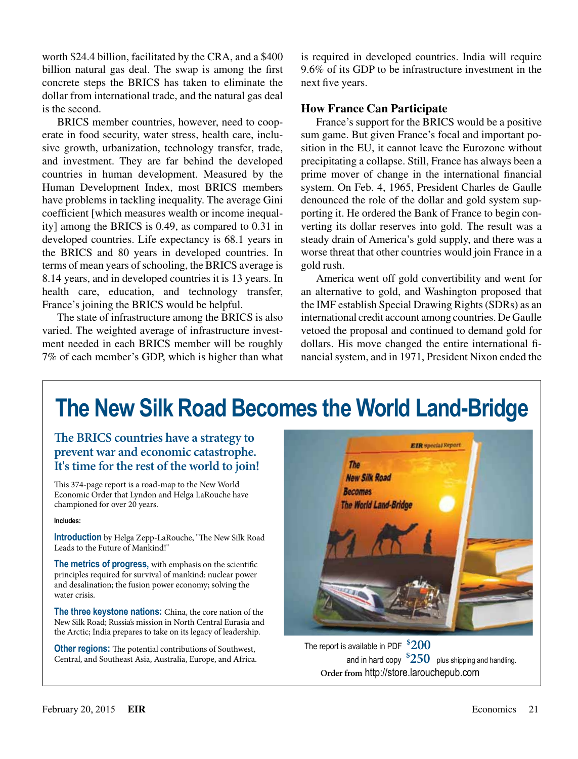worth $24.4 billion, facilitated by the CRA, and a $400 billion natural gas deal. The swap is among the first concrete steps the BRICS has taken to eliminate the dollar from international trade, and the natural gas deal is the second.

BRICS member countries, however, need to cooperate in food security, water stress, health care, inclusive growth, urbanization, technology transfer, trade, and investment. They are far behind the developed countries in human development. Measured by the Human Development Index, most BRICS members have problems in tackling inequality. The average Gini coefficient [which measures wealth or income inequality] among the BRICS is 0.49, as compared to 0.31 in developed countries. Life expectancy is 68.1 years in the BRICS and 80 years in developed countries. In terms of mean years of schooling, the BRICS average is 8.14 years, and in developed countries it is 13 years. In health care, education, and technology transfer, France's joining the BRICS would be helpful.

The state of infrastructure among the BRICS is also varied. The weighted average of infrastructure investment needed in each BRICS member will be roughly 7% of each member's GDP, which is higher than what is required in developed countries. India will require 9.6% of its GDP to be infrastructure investment in the next five years.

### How France Can Participate

France's support for the BRICS would be a positive sum game. But given France's focal and important position in the EU, it cannot leave the Eurozone without precipitating a collapse. Still, France has always been a prime mover of change in the international financial system. On Feb. 4, 1965, President Charles de Gaulle denounced the role of the dollar and gold system supporting it. He ordered the Bank of France to begin converting its dollar reserves into gold. The result was a steady drain of America's gold supply, and there was a worse threat that other countries would join France in a gold rush.

America went off gold convertibility and went for an alternative to gold, and Washington proposed that the IMF establish Special Drawing Rights (SDRs) as an international credit account among countries. De Gaulle vetoed the proposal and continued to demand gold for dollars. His move changed the entire international financial system, and in 1971, President Nixon ended the

---

## The New Silk Road Becomes the World Land-Bridge

**The BRICS countries have a strategy to prevent war and economic catastrophe. It's time for the rest of the world to join!**

This 374-page report is a road-map to the New World Economic Order that Lyndon and Helga LaRouche have championed for over 20 years.

**Includes:**

**Introduction** by Helga Zepp-LaRouche, "The New Silk Road Leads to the Future of Mankind!"

**The metrics of progress,** with emphasis on the scientific principles required for survival of mankind: nuclear power and desalination; the fusion power economy; solving the water crisis.

**The three keystone nations:** China, the core nation of the New Silk Road; Russia's mission in North Central Eurasia and the Arctic; India prepares to take on its legacy of leadership.

**Other regions:** The potential contributions of Southwest, Central, and Southeast Asia, Australia, Europe, and Africa.

The report is available in PDF **$200**
and in hard copy **$250** plus shipping and handling.
**Order from** http://store.larouchepub.com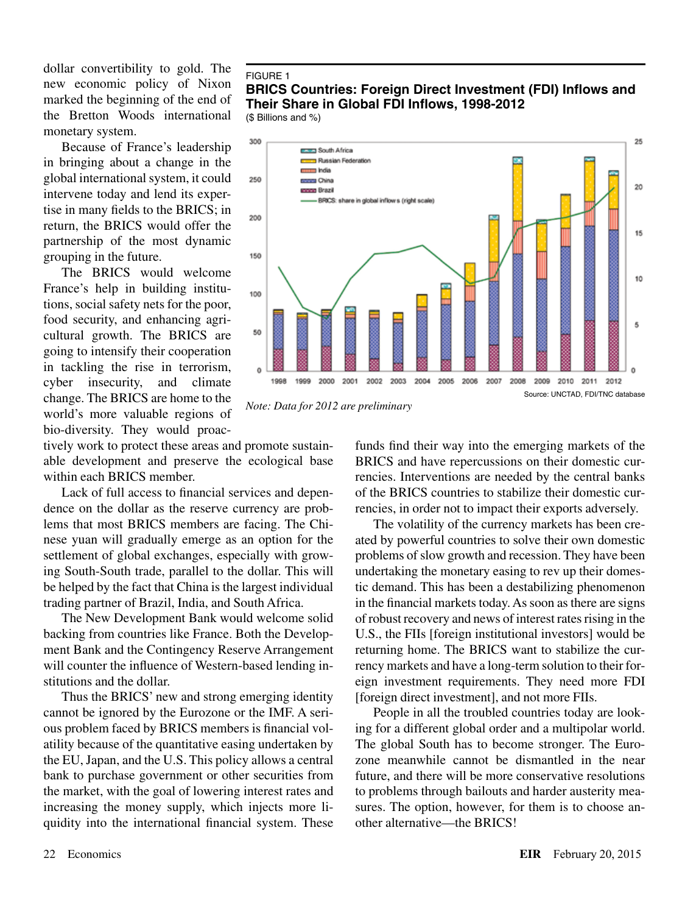dollar convertibility to gold. The new economic policy of Nixon marked the beginning of the end of the Bretton Woods international monetary system.

Because of France's leadership in bringing about a change in the global international system, it could intervene today and lend its expertise in many fields to the BRICS; in return, the BRICS would offer the partnership of the most dynamic grouping in the future.

The BRICS would welcome France's help in building institutions, social safety nets for the poor, food security, and enhancing agricultural growth. The BRICS are going to intensify their cooperation in tackling the rise in terrorism, cyber insecurity, and climate change. The BRICS are home to the world's more valuable regions of bio-diversity. They would proactively work to protect these areas and promote sustainable development and preserve the ecological base within each BRICS member.

FIGURE 1

**BRICS Countries: Foreign Direct Investment (FDI) Inflows and Their Share in Global FDI Inflows, 1998-2012**

($ Billions and %)

South Africa
Russian Federation
India
China
Brazil
BRICS: share in global inflows (right scale)

300
250
200
150
100
50
0

25
20
15
10
5
0

1998 1999 2000 2001 2002 2003 2004 2005 2006 2007 2008 2009 2010 2011 2012

Source: UNCTAD, FDI/TNC database

*Note: Data for 2012 are preliminary*

Lack of full access to financial services and dependence on the dollar as the reserve currency are problems that most BRICS members are facing. The Chinese yuan will gradually emerge as an option for the settlement of global exchanges, especially with growing South-South trade, parallel to the dollar. This will be helped by the fact that China is the largest individual trading partner of Brazil, India, and South Africa.

The New Development Bank would welcome solid backing from countries like France. Both the Development Bank and the Contingency Reserve Arrangement will counter the influence of Western-based lending institutions and the dollar.

Thus the BRICS' new and strong emerging identity cannot be ignored by the Eurozone or the IMF. A serious problem faced by BRICS members is financial volatility because of the quantitative easing undertaken by the EU, Japan, and the U.S. This policy allows a central bank to purchase government or other securities from the market, with the goal of lowering interest rates and increasing the money supply, which injects more liquidity into the international financial system. These funds find their way into the emerging markets of the BRICS and have repercussions on their domestic currencies. Interventions are needed by the central banks of the BRICS countries to stabilize their domestic currencies, in order not to impact their exports adversely.

The volatility of the currency markets has been created by powerful countries to solve their own domestic problems of slow growth and recession. They have been undertaking the monetary easing to rev up their domestic demand. This has been a destabilizing phenomenon in the financial markets today. As soon as there are signs of robust recovery and news of interest rates rising in the U.S., the FIIs [foreign institutional investors] would be returning home. The BRICS want to stabilize the currency markets and have a long-term solution to their foreign investment requirements. They need more FDI [foreign direct investment], and not more FIIs.

People in all the troubled countries today are looking for a different global order and a multipolar world. The global South has to become stronger. The Eurozone meanwhile cannot be dismantled in the near future, and there will be more conservative resolutions to problems through bailouts and harder austerity measures. The option, however, for them is to choose another alternative—the BRICS!